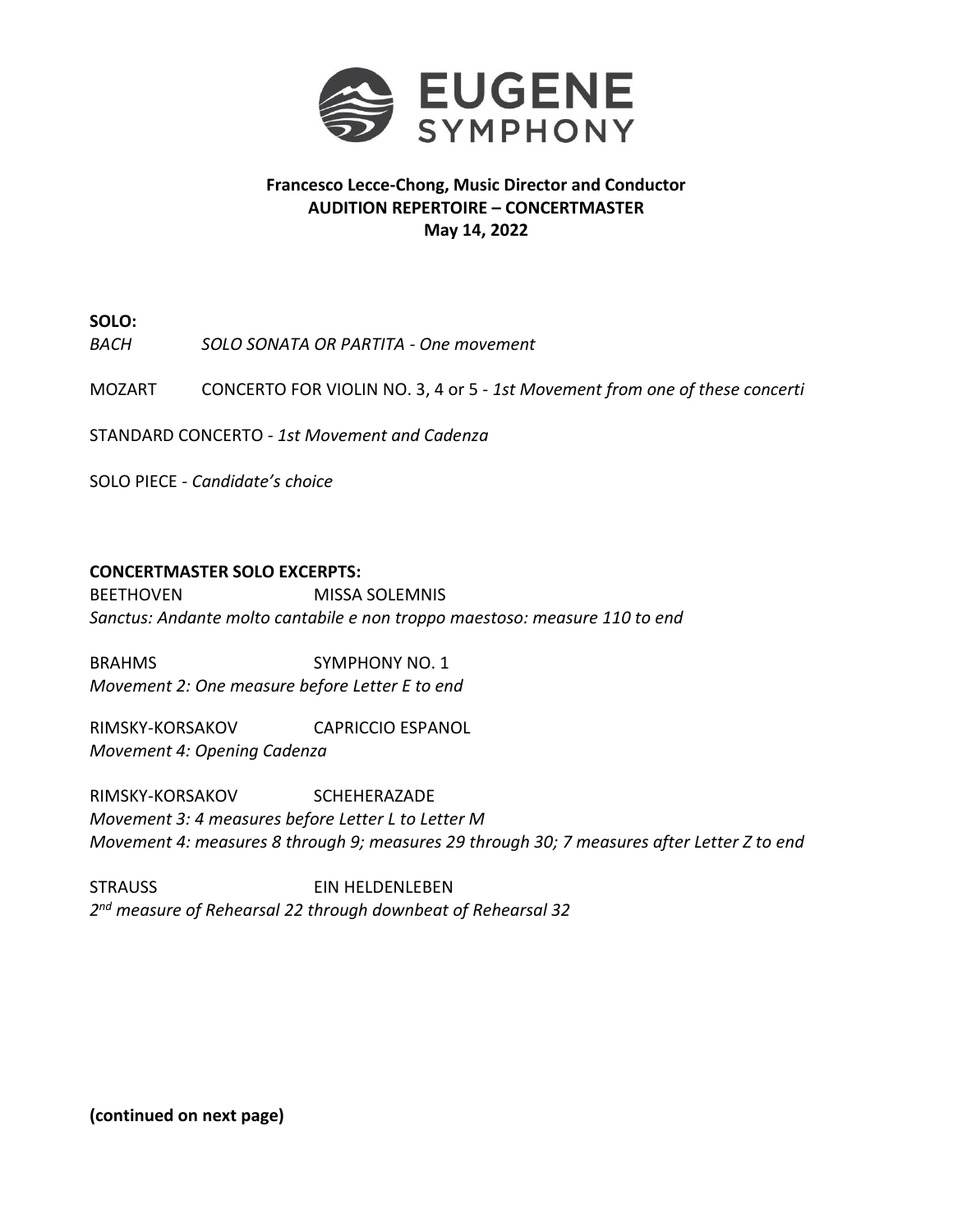# EUGENE SYMPHONY

**Francesco Lecce-Chong, Music Director and Conductor**
**AUDITION REPERTOIRE – CONCERTMASTER**
**May 14, 2022**

**SOLO:**

*BACH* *SOLO SONATA OR PARTITA - One movement*

MOZART CONCERTO FOR VIOLIN NO. 3, 4 or 5 - *1st Movement from one of these concerti*

STANDARD CONCERTO - *1st Movement and Cadenza*

SOLO PIECE - *Candidate's choice*

**CONCERTMASTER SOLO EXCERPTS:**

BEETHOVEN MISSA SOLEMNIS
*Sanctus: Andante molto cantabile e non troppo maestoso: measure 110 to end*

BRAHMS SYMPHONY NO. 1
*Movement 2: One measure before Letter E to end*

RIMSKY-KORSAKOV CAPRICCIO ESPANOL
*Movement 4: Opening Cadenza*

RIMSKY-KORSAKOV SCHEHERAZADE
*Movement 3: 4 measures before Letter L to Letter M*
*Movement 4: measures 8 through 9; measures 29 through 30; 7 measures after Letter Z to end*

STRAUSS EIN HELDENLEBEN
*2nd measure of Rehearsal 22 through downbeat of Rehearsal 32*

**(continued on next page)**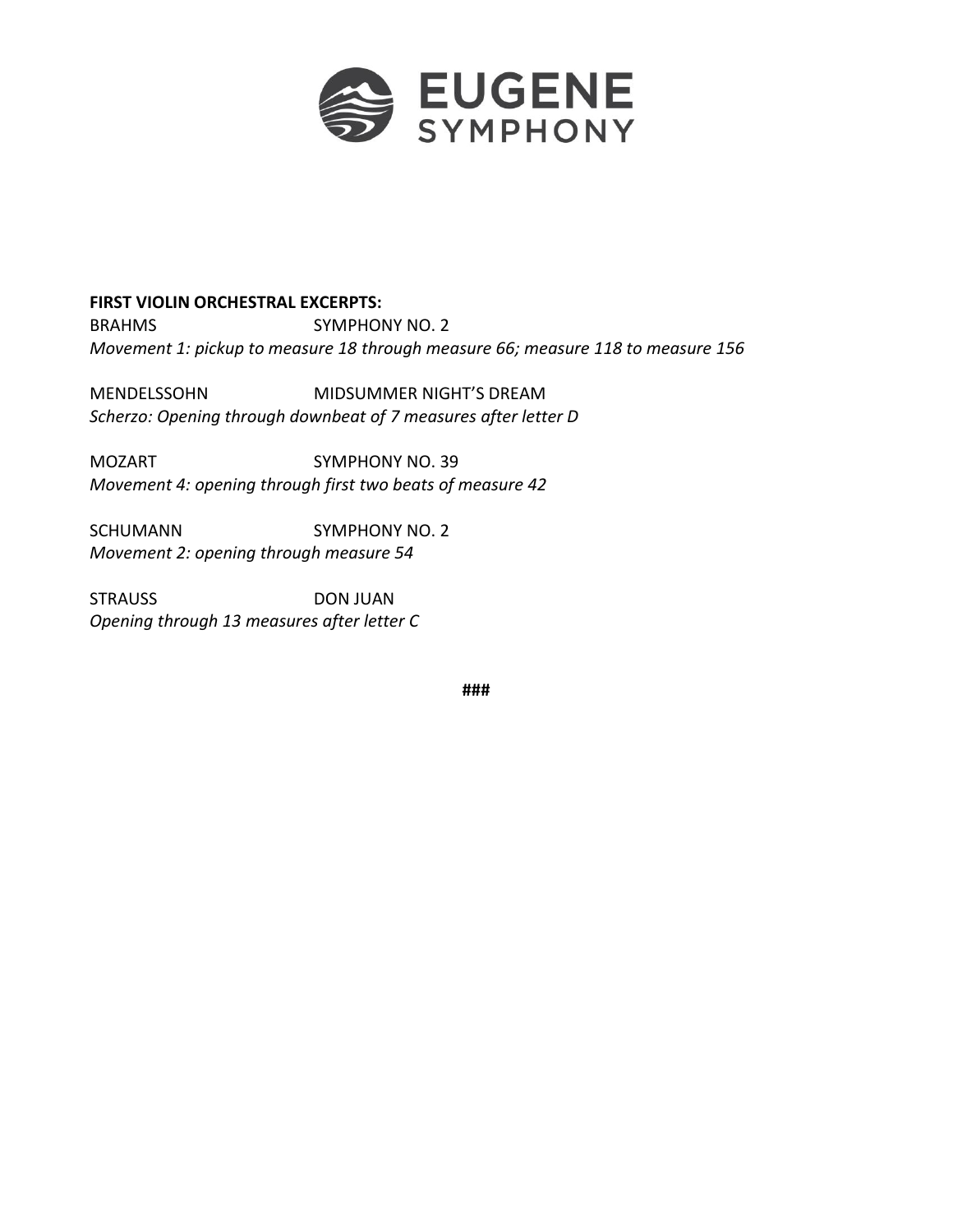**FIRST VIOLIN ORCHESTRAL EXCERPTS:**

BRAHMS SYMPHONY NO. 2
*Movement 1: pickup to measure 18 through measure 66; measure 118 to measure 156*

MENDELSSOHN MIDSUMMER NIGHT'S DREAM
*Scherzo: Opening through downbeat of 7 measures after letter D*

MOZART SYMPHONY NO. 39
*Movement 4: opening through first two beats of measure 42*

SCHUMANN SYMPHONY NO. 2
*Movement 2: opening through measure 54*

STRAUSS DON JUAN
*Opening through 13 measures after letter C*

**###**